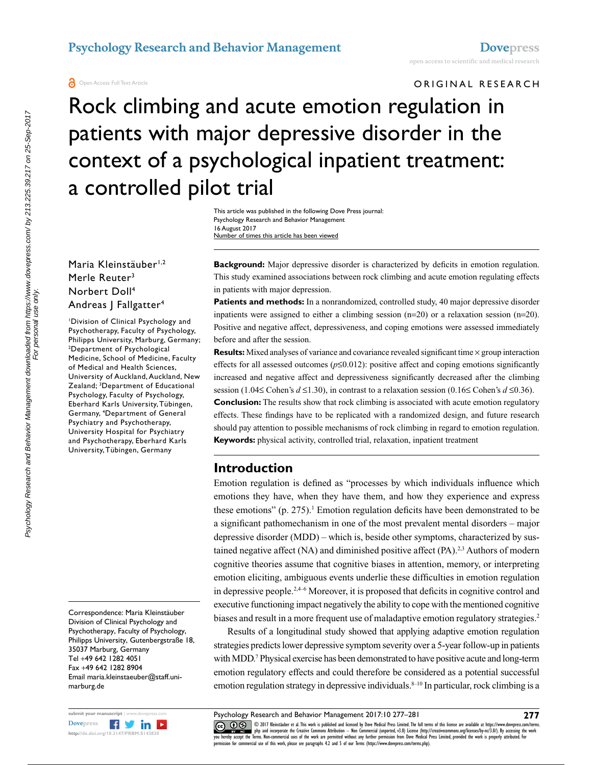Open Access Full Text Article

ORIGINAL RESEARCH

# Rock climbing and acute emotion regulation in patients with major depressive disorder in the context of a psychological inpatient treatment: a controlled pilot trial

This article was published in the following Dove Press journal:
Psychology Research and Behavior Management
16 August 2017
Number of times this article has been viewed

Maria Kleinstäuber[1,2]
Merle Reuter[3]
Norbert Doll[4]
Andreas J Fallgatter[4]

[1]Division of Clinical Psychology and Psychotherapy, Faculty of Psychology, Philipps University, Marburg, Germany; [2]Department of Psychological Medicine, School of Medicine, Faculty of Medical and Health Sciences, University of Auckland, Auckland, New Zealand; [3]Department of Educational Psychology, Faculty of Psychology, Eberhard Karls University, Tübingen, Germany, [4]Department of General Psychiatry and Psychotherapy, University Hospital for Psychiatry and Psychotherapy, Eberhard Karls University, Tübingen, Germany

**Background:** Major depressive disorder is characterized by deficits in emotion regulation. This study examined associations between rock climbing and acute emotion regulating effects in patients with major depression.

**Patients and methods:** In a nonrandomized, controlled study, 40 major depressive disorder inpatients were assigned to either a climbing session (n=20) or a relaxation session (n=20). Positive and negative affect, depressiveness, and coping emotions were assessed immediately before and after the session.

**Results:** Mixed analyses of variance and covariance revealed significant time × group interaction effects for all assessed outcomes ($p \leq 0.012$): positive affect and coping emotions significantly increased and negative affect and depressiveness significantly decreased after the climbing session ($1.04 \leq$ Cohen's $d \leq 1.30$), in contrast to a relaxation session ($0.16 \leq$ Cohen's $d \leq 0.36$).

**Conclusion:** The results show that rock climbing is associated with acute emotion regulatory effects. These findings have to be replicated with a randomized design, and future research should pay attention to possible mechanisms of rock climbing in regard to emotion regulation.

**Keywords:** physical activity, controlled trial, relaxation, inpatient treatment

## Introduction

Emotion regulation is defined as "processes by which individuals influence which emotions they have, when they have them, and how they experience and express these emotions" (p. 275).[1] Emotion regulation deficits have been demonstrated to be a significant pathomechanism in one of the most prevalent mental disorders – major depressive disorder (MDD) – which is, beside other symptoms, characterized by sustained negative affect (NA) and diminished positive affect (PA).[2,3] Authors of modern cognitive theories assume that cognitive biases in attention, memory, or interpreting emotion eliciting, ambiguous events underlie these difficulties in emotion regulation in depressive people.[2,4–6] Moreover, it is proposed that deficits in cognitive control and executive functioning impact negatively the ability to cope with the mentioned cognitive biases and result in a more frequent use of maladaptive emotion regulatory strategies.[2]

Results of a longitudinal study showed that applying adaptive emotion regulation strategies predicts lower depressive symptom severity over a 5-year follow-up in patients with MDD.[7] Physical exercise has been demonstrated to have positive acute and long-term emotion regulatory effects and could therefore be considered as a potential successful emotion regulation strategy in depressive individuals.[8–10] In particular, rock climbing is a

Correspondence: Maria Kleinstäuber
Division of Clinical Psychology and Psychotherapy, Faculty of Psychology, Philipps University, Gutenbergstraße 18, 35037 Marburg, Germany
Tel +49 642 1282 4051
Fax +49 642 1282 8904
Email maria.kleinstaeuber@staff.uni-marburg.de

© 2017 Kleinstäuber et al. This work is published and licensed by Dove Medical Press Limited. The full terms of this license are available at https://www.dovepress.com/terms.php and incorporate the Creative Commons Attribution – Non Commercial (unported, v3.0) License (http://creativecommons.org/licenses/by-nc/3.0/). By accessing the work you hereby accept the Terms. Non-commercial uses of the work are permitted without any further permission from Dove Medical Press Limited, provided the work is properly attributed. For permission for commercial use of this work, please see paragraphs 4.2 and 5 of our Terms (https://www.dovepress.com/terms.php).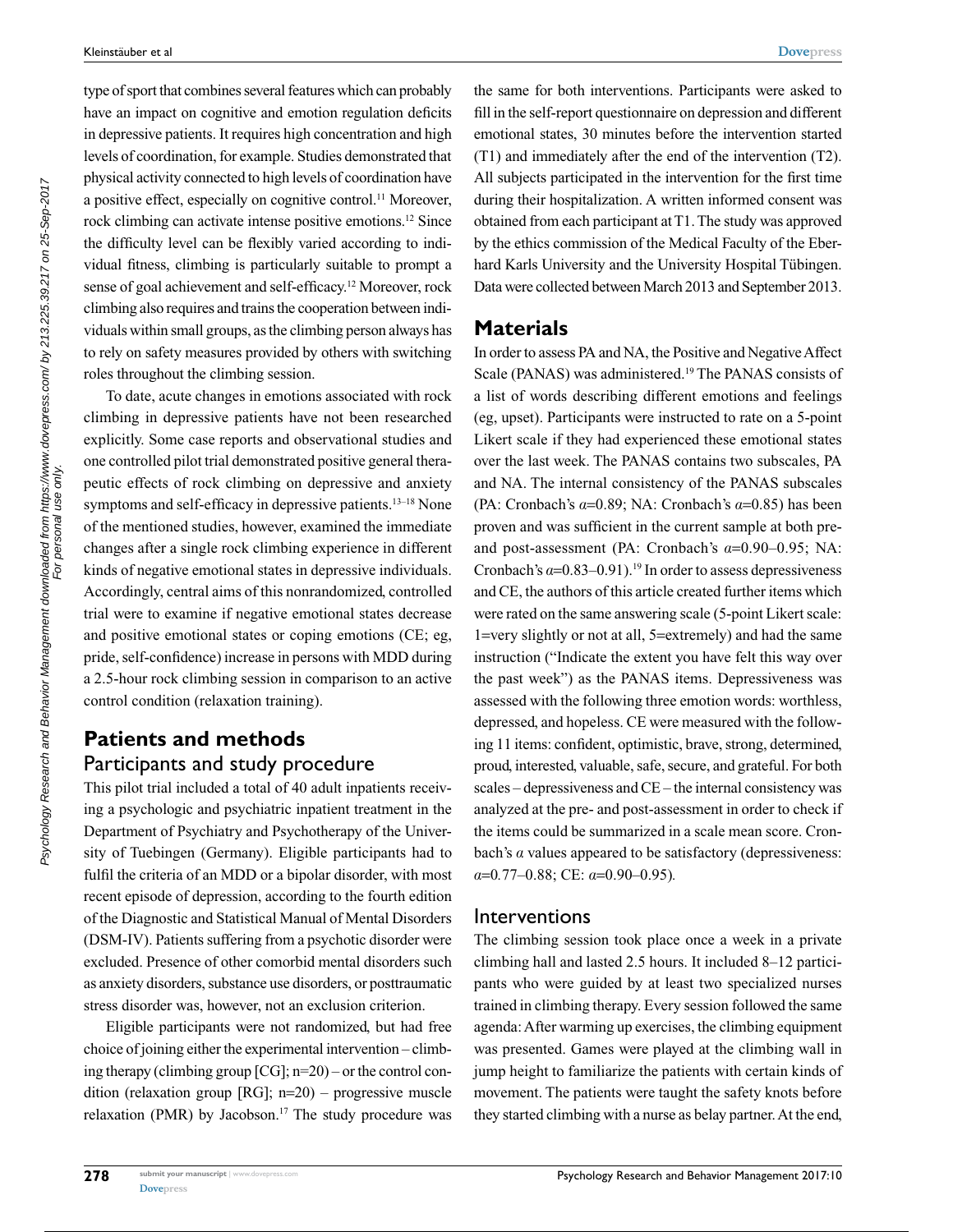type of sport that combines several features which can probably have an impact on cognitive and emotion regulation deficits in depressive patients. It requires high concentration and high levels of coordination, for example. Studies demonstrated that physical activity connected to high levels of coordination have a positive effect, especially on cognitive control.[11] Moreover, rock climbing can activate intense positive emotions.[12] Since the difficulty level can be flexibly varied according to individual fitness, climbing is particularly suitable to prompt a sense of goal achievement and self-efficacy.[12] Moreover, rock climbing also requires and trains the cooperation between individuals within small groups, as the climbing person always has to rely on safety measures provided by others with switching roles throughout the climbing session.

To date, acute changes in emotions associated with rock climbing in depressive patients have not been researched explicitly. Some case reports and observational studies and one controlled pilot trial demonstrated positive general therapeutic effects of rock climbing on depressive and anxiety symptoms and self-efficacy in depressive patients.[13–18] None of the mentioned studies, however, examined the immediate changes after a single rock climbing experience in different kinds of negative emotional states in depressive individuals. Accordingly, central aims of this nonrandomized, controlled trial were to examine if negative emotional states decrease and positive emotional states or coping emotions (CE; eg, pride, self-confidence) increase in persons with MDD during a 2.5-hour rock climbing session in comparison to an active control condition (relaxation training).

## Patients and methods

### Participants and study procedure

This pilot trial included a total of 40 adult inpatients receiving a psychologic and psychiatric inpatient treatment in the Department of Psychiatry and Psychotherapy of the University of Tuebingen (Germany). Eligible participants had to fulfil the criteria of an MDD or a bipolar disorder, with most recent episode of depression, according to the fourth edition of the Diagnostic and Statistical Manual of Mental Disorders (DSM-IV). Patients suffering from a psychotic disorder were excluded. Presence of other comorbid mental disorders such as anxiety disorders, substance use disorders, or posttraumatic stress disorder was, however, not an exclusion criterion.

Eligible participants were not randomized, but had free choice of joining either the experimental intervention – climbing therapy (climbing group [CG]; n=20) – or the control condition (relaxation group [RG]; n=20) – progressive muscle relaxation (PMR) by Jacobson.[17] The study procedure was the same for both interventions. Participants were asked to fill in the self-report questionnaire on depression and different emotional states, 30 minutes before the intervention started (T1) and immediately after the end of the intervention (T2). All subjects participated in the intervention for the first time during their hospitalization. A written informed consent was obtained from each participant at T1. The study was approved by the ethics commission of the Medical Faculty of the Eberhard Karls University and the University Hospital Tübingen. Data were collected between March 2013 and September 2013.

## Materials

In order to assess PA and NA, the Positive and Negative Affect Scale (PANAS) was administered.[19] The PANAS consists of a list of words describing different emotions and feelings (eg, upset). Participants were instructed to rate on a 5-point Likert scale if they had experienced these emotional states over the last week. The PANAS contains two subscales, PA and NA. The internal consistency of the PANAS subscales (PA: Cronbach's $\alpha$=0.89; NA: Cronbach's $\alpha$=0.85) has been proven and was sufficient in the current sample at both pre- and post-assessment (PA: Cronbach's $\alpha$=0.90–0.95; NA: Cronbach's $\alpha$=0.83–0.91).[19] In order to assess depressiveness and CE, the authors of this article created further items which were rated on the same answering scale (5-point Likert scale: 1=very slightly or not at all, 5=extremely) and had the same instruction ("Indicate the extent you have felt this way over the past week") as the PANAS items. Depressiveness was assessed with the following three emotion words: worthless, depressed, and hopeless. CE were measured with the following 11 items: confident, optimistic, brave, strong, determined, proud, interested, valuable, safe, secure, and grateful. For both scales – depressiveness and CE – the internal consistency was analyzed at the pre- and post-assessment in order to check if the items could be summarized in a scale mean score. Cronbach's $\alpha$ values appeared to be satisfactory (depressiveness: $\alpha$=0.77–0.88; CE: $\alpha$=0.90–0.95).

## Interventions

The climbing session took place once a week in a private climbing hall and lasted 2.5 hours. It included 8–12 participants who were guided by at least two specialized nurses trained in climbing therapy. Every session followed the same agenda: After warming up exercises, the climbing equipment was presented. Games were played at the climbing wall in jump height to familiarize the patients with certain kinds of movement. The patients were taught the safety knots before they started climbing with a nurse as belay partner. At the end,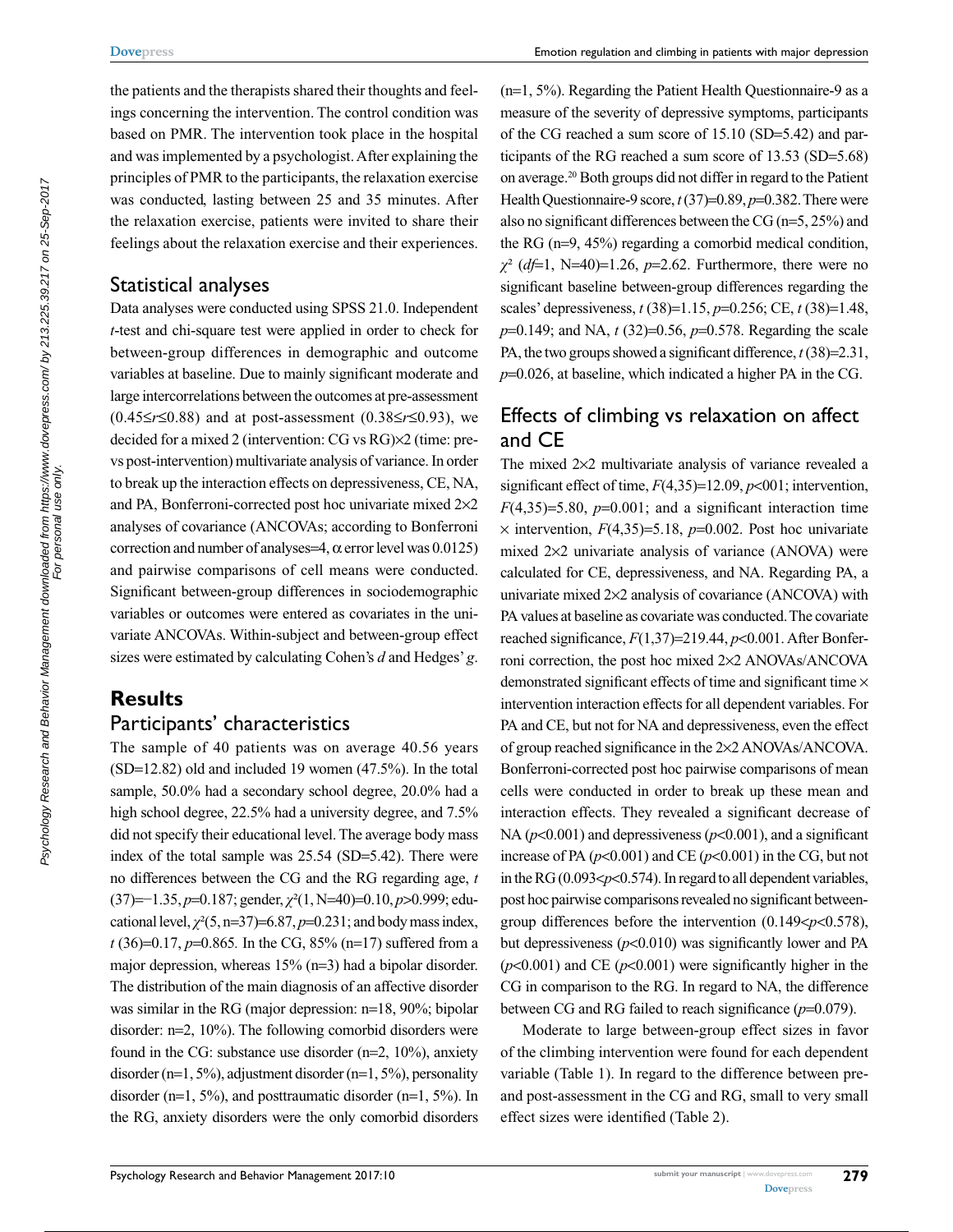the patients and the therapists shared their thoughts and feelings concerning the intervention. The control condition was based on PMR. The intervention took place in the hospital and was implemented by a psychologist. After explaining the principles of PMR to the participants, the relaxation exercise was conducted, lasting between 25 and 35 minutes. After the relaxation exercise, patients were invited to share their feelings about the relaxation exercise and their experiences.

## Statistical analyses

Data analyses were conducted using SPSS 21.0. Independent *t*-test and chi-square test were applied in order to check for between-group differences in demographic and outcome variables at baseline. Due to mainly significant moderate and large intercorrelations between the outcomes at pre-assessment ($0.45 \leq r \leq 0.88$) and at post-assessment ($0.38 \leq r \leq 0.93$), we decided for a mixed 2 (intervention: CG vs RG)×2 (time: pre- vs post-intervention) multivariate analysis of variance. In order to break up the interaction effects on depressiveness, CE, NA, and PA, Bonferroni-corrected post hoc univariate mixed 2×2 analyses of covariance (ANCOVAs; according to Bonferroni correction and number of analyses=4, $\alpha$ error level was 0.0125) and pairwise comparisons of cell means were conducted. Significant between-group differences in sociodemographic variables or outcomes were entered as covariates in the univariate ANCOVAs. Within-subject and between-group effect sizes were estimated by calculating Cohen's *d* and Hedges' *g*.

# Results

## Participants' characteristics

The sample of 40 patients was on average 40.56 years (SD=12.82) old and included 19 women (47.5%). In the total sample, 50.0% had a secondary school degree, 20.0% had a high school degree, 22.5% had a university degree, and 7.5% did not specify their educational level. The average body mass index of the total sample was 25.54 (SD=5.42). There were no differences between the CG and the RG regarding age, $t(37)=-1.35$, $p=0.187$; gender, $\chi^2(1, N=40)=0.10$, $p>0.999$; educational level, $\chi^2(5, n=37)=6.87$, $p=0.231$; and body mass index, $t(36)=0.17$, $p=0.865$. In the CG, 85% (n=17) suffered from a major depression, whereas 15% (n=3) had a bipolar disorder. The distribution of the main diagnosis of an affective disorder was similar in the RG (major depression: n=18, 90%; bipolar disorder: n=2, 10%). The following comorbid disorders were found in the CG: substance use disorder (n=2, 10%), anxiety disorder (n=1, 5%), adjustment disorder (n=1, 5%), personality disorder (n=1, 5%), and posttraumatic disorder (n=1, 5%). In the RG, anxiety disorders were the only comorbid disorders (n=1, 5%). Regarding the Patient Health Questionnaire-9 as a measure of the severity of depressive symptoms, participants of the CG reached a sum score of 15.10 (SD=5.42) and participants of the RG reached a sum score of 13.53 (SD=5.68) on average.[20] Both groups did not differ in regard to the Patient Health Questionnaire-9 score, $t(37)=0.89$, $p=0.382$. There were also no significant differences between the CG (n=5, 25%) and the RG (n=9, 45%) regarding a comorbid medical condition, $\chi^2$ ($df=1$, N=40)=1.26, $p=2.62$. Furthermore, there were no significant baseline between-group differences regarding the scales' depressiveness, $t(38)=1.15$, $p=0.256$; CE, $t(38)=1.48$, $p=0.149$; and NA, $t(32)=0.56$, $p=0.578$. Regarding the scale PA, the two groups showed a significant difference, $t(38)=2.31$, $p=0.026$, at baseline, which indicated a higher PA in the CG.

## Effects of climbing vs relaxation on affect and CE

The mixed 2×2 multivariate analysis of variance revealed a significant effect of time, $F(4,35)=12.09$, $p<001$; intervention, $F(4,35)=5.80$, $p=0.001$; and a significant interaction time × intervention, $F(4,35)=5.18$, $p=0.002$. Post hoc univariate mixed 2×2 univariate analysis of variance (ANOVA) were calculated for CE, depressiveness, and NA. Regarding PA, a univariate mixed 2×2 analysis of covariance (ANCOVA) with PA values at baseline as covariate was conducted. The covariate reached significance, $F(1,37)=219.44$, $p<0.001$. After Bonferroni correction, the post hoc mixed 2×2 ANOVAs/ANCOVA demonstrated significant effects of time and significant time × intervention interaction effects for all dependent variables. For PA and CE, but not for NA and depressiveness, even the effect of group reached significance in the 2×2 ANOVAs/ANCOVA. Bonferroni-corrected post hoc pairwise comparisons of mean cells were conducted in order to break up these mean and interaction effects. They revealed a significant decrease of NA ($p<0.001$) and depressiveness ($p<0.001$), and a significant increase of PA ($p<0.001$) and CE ($p<0.001$) in the CG, but not in the RG ($0.093<p<0.574$). In regard to all dependent variables, post hoc pairwise comparisons revealed no significant between-group differences before the intervention ($0.149<p<0.578$), but depressiveness ($p<0.010$) was significantly lower and PA ($p<0.001$) and CE ($p<0.001$) were significantly higher in the CG in comparison to the RG. In regard to NA, the difference between CG and RG failed to reach significance ($p=0.079$).

Moderate to large between-group effect sizes in favor of the climbing intervention were found for each dependent variable (Table 1). In regard to the difference between pre- and post-assessment in the CG and RG, small to very small effect sizes were identified (Table 2).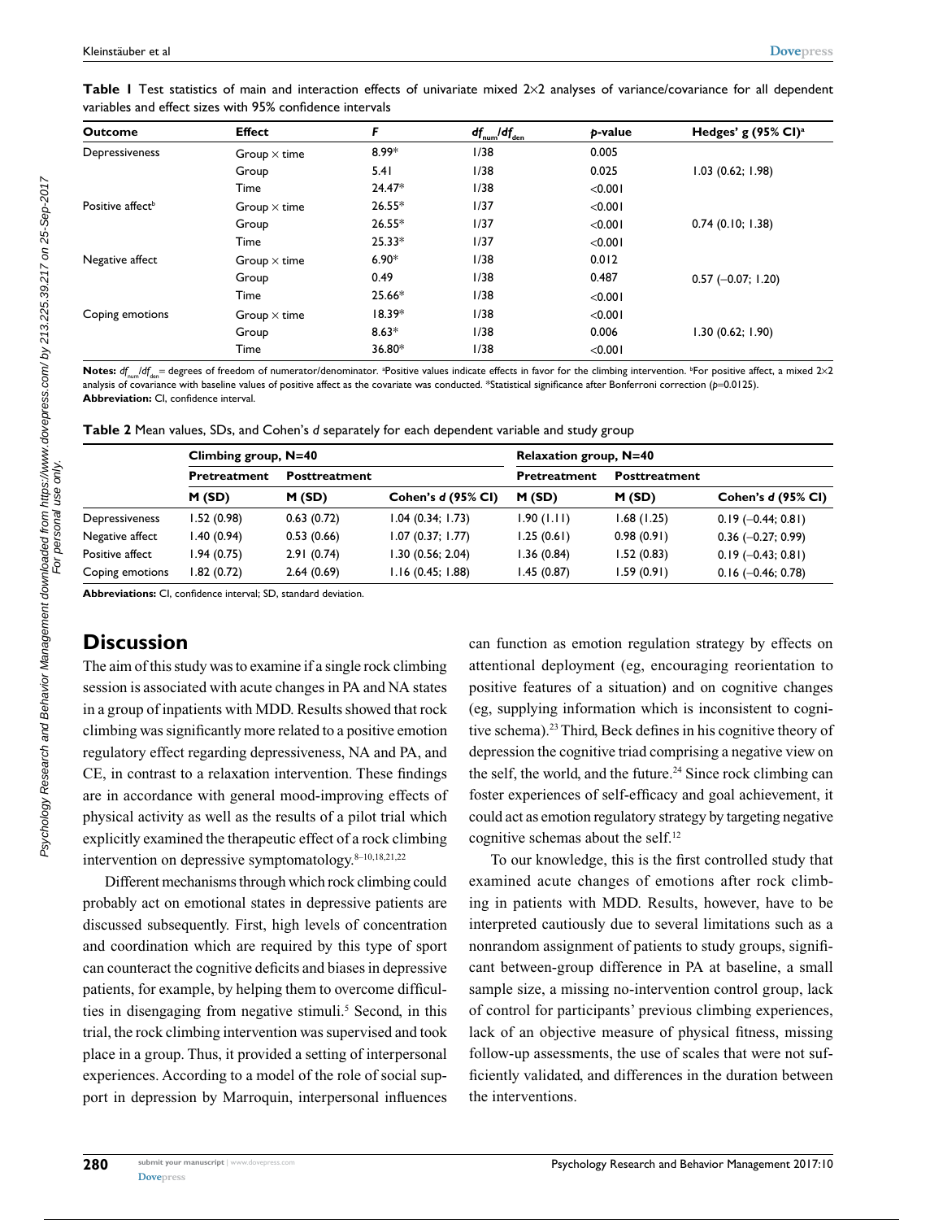**Table 1** Test statistics of main and interaction effects of univariate mixed 2×2 analyses of variance/covariance for all dependent variables and effect sizes with 95% confidence intervals

| Outcome | Effect | *F* | $df_{num}/df_{den}$ | *p*-value | Hedges' g (95% CI)[a] |
|---|---|---|---|---|---|
| Depressiveness | Group × time | 8.99* | 1/38 | 0.005 | |
| | Group | 5.41 | 1/38 | 0.025 | 1.03 (0.62; 1.98) |
| | Time | 24.47* | 1/38 | <0.001 | |
| Positive affect[b] | Group × time | 26.55* | 1/37 | <0.001 | |
| | Group | 26.55* | 1/37 | <0.001 | 0.74 (0.10; 1.38) |
| | Time | 25.33* | 1/37 | <0.001 | |
| Negative affect | Group × time | 6.90* | 1/38 | 0.012 | |
| | Group | 0.49 | 1/38 | 0.487 | 0.57 (−0.07; 1.20) |
| | Time | 25.66* | 1/38 | <0.001 | |
| Coping emotions | Group × time | 18.39* | 1/38 | <0.001 | |
| | Group | 8.63* | 1/38 | 0.006 | 1.30 (0.62; 1.90) |
| | Time | 36.80* | 1/38 | <0.001 | |

**Notes:** $df_{num}/df_{den}$ = degrees of freedom of numerator/denominator. [a]Positive values indicate effects in favor for the climbing intervention. [b]For positive affect, a mixed 2×2 analysis of covariance with baseline values of positive affect as the covariate was conducted. *Statistical significance after Bonferroni correction ($p$=0.0125).
**Abbreviation:** CI, confidence interval.

**Table 2** Mean values, SDs, and Cohen's *d* separately for each dependent variable and study group

| | Climbing group, N=40 | | | Relaxation group, N=40 | | |
|---|---|---|---|---|---|---|
| | Pretreatment | Posttreatment | | Pretreatment | Posttreatment | |
| | M (SD) | M (SD) | Cohen's *d* (95% CI) | M (SD) | M (SD) | Cohen's *d* (95% CI) |
| Depressiveness | 1.52 (0.98) | 0.63 (0.72) | 1.04 (0.34; 1.73) | 1.90 (1.11) | 1.68 (1.25) | 0.19 (−0.44; 0.81) |
| Negative affect | 1.40 (0.94) | 0.53 (0.66) | 1.07 (0.37; 1.77) | 1.25 (0.61) | 0.98 (0.91) | 0.36 (−0.27; 0.99) |
| Positive affect | 1.94 (0.75) | 2.91 (0.74) | 1.30 (0.56; 2.04) | 1.36 (0.84) | 1.52 (0.83) | 0.19 (−0.43; 0.81) |
| Coping emotions | 1.82 (0.72) | 2.64 (0.69) | 1.16 (0.45; 1.88) | 1.45 (0.87) | 1.59 (0.91) | 0.16 (−0.46; 0.78) |

**Abbreviations:** CI, confidence interval; SD, standard deviation.

## Discussion

The aim of this study was to examine if a single rock climbing session is associated with acute changes in PA and NA states in a group of inpatients with MDD. Results showed that rock climbing was significantly more related to a positive emotion regulatory effect regarding depressiveness, NA and PA, and CE, in contrast to a relaxation intervention. These findings are in accordance with general mood-improving effects of physical activity as well as the results of a pilot trial which explicitly examined the therapeutic effect of a rock climbing intervention on depressive symptomatology.[8–10,18,21,22]

Different mechanisms through which rock climbing could probably act on emotional states in depressive patients are discussed subsequently. First, high levels of concentration and coordination which are required by this type of sport can counteract the cognitive deficits and biases in depressive patients, for example, by helping them to overcome difficulties in disengaging from negative stimuli.[5] Second, in this trial, the rock climbing intervention was supervised and took place in a group. Thus, it provided a setting of interpersonal experiences. According to a model of the role of social support in depression by Marroquin, interpersonal influences can function as emotion regulation strategy by effects on attentional deployment (eg, encouraging reorientation to positive features of a situation) and on cognitive changes (eg, supplying information which is inconsistent to cognitive schema).[23] Third, Beck defines in his cognitive theory of depression the cognitive triad comprising a negative view on the self, the world, and the future.[24] Since rock climbing can foster experiences of self-efficacy and goal achievement, it could act as emotion regulatory strategy by targeting negative cognitive schemas about the self.[12]

To our knowledge, this is the first controlled study that examined acute changes of emotions after rock climbing in patients with MDD. Results, however, have to be interpreted cautiously due to several limitations such as a nonrandom assignment of patients to study groups, significant between-group difference in PA at baseline, a small sample size, a missing no-intervention control group, lack of control for participants' previous climbing experiences, lack of an objective measure of physical fitness, missing follow-up assessments, the use of scales that were not sufficiently validated, and differences in the duration between the interventions.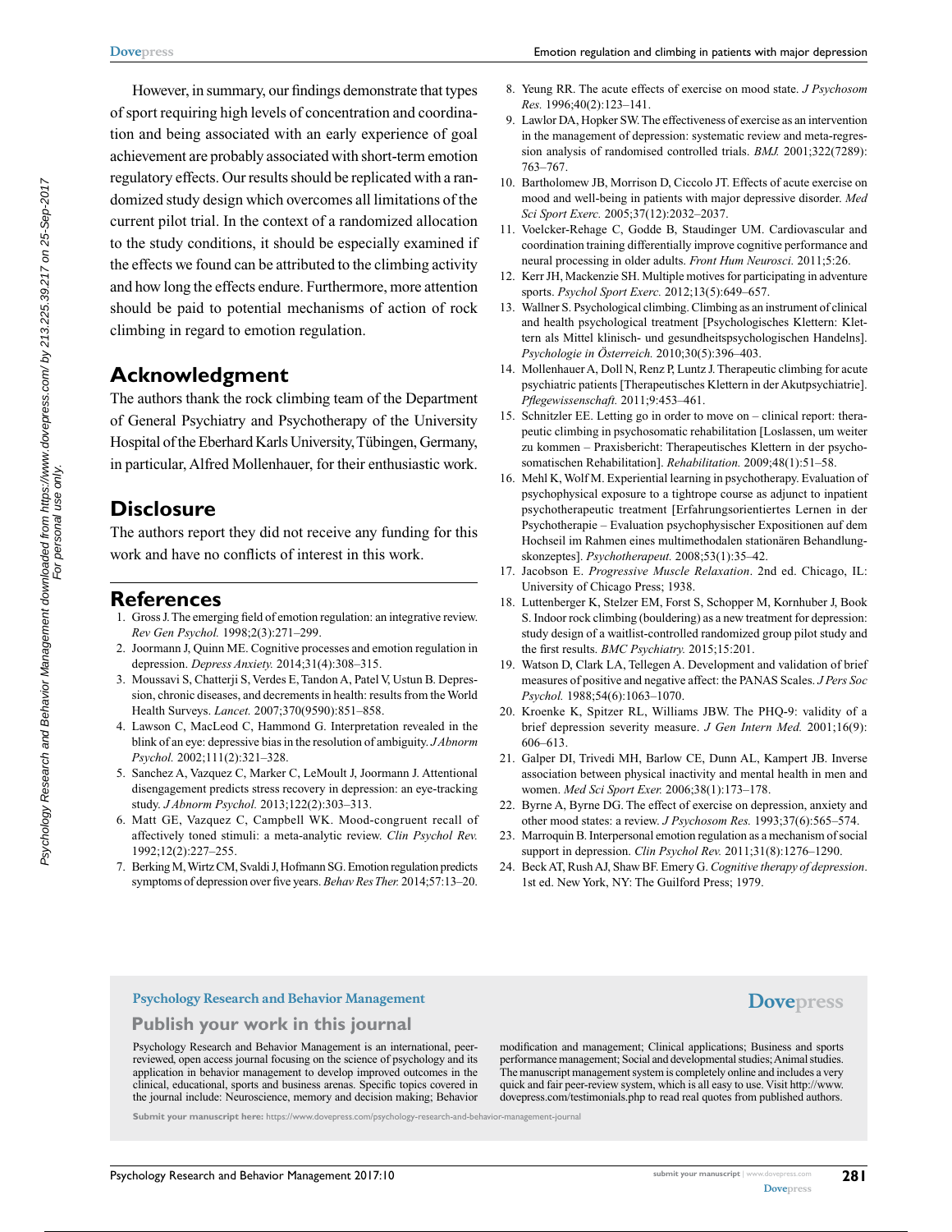However, in summary, our findings demonstrate that types of sport requiring high levels of concentration and coordination and being associated with an early experience of goal achievement are probably associated with short-term emotion regulatory effects. Our results should be replicated with a randomized study design which overcomes all limitations of the current pilot trial. In the context of a randomized allocation to the study conditions, it should be especially examined if the effects we found can be attributed to the climbing activity and how long the effects endure. Furthermore, more attention should be paid to potential mechanisms of action of rock climbing in regard to emotion regulation.

## Acknowledgment

The authors thank the rock climbing team of the Department of General Psychiatry and Psychotherapy of the University Hospital of the Eberhard Karls University, Tübingen, Germany, in particular, Alfred Mollenhauer, for their enthusiastic work.

## Disclosure

The authors report they did not receive any funding for this work and have no conflicts of interest in this work.

## References

1. Gross J. The emerging field of emotion regulation: an integrative review. *Rev Gen Psychol.* 1998;2(3):271–299.
2. Joormann J, Quinn ME. Cognitive processes and emotion regulation in depression. *Depress Anxiety.* 2014;31(4):308–315.
3. Moussavi S, Chatterji S, Verdes E, Tandon A, Patel V, Ustun B. Depression, chronic diseases, and decrements in health: results from the World Health Surveys. *Lancet.* 2007;370(9590):851–858.
4. Lawson C, MacLeod C, Hammond G. Interpretation revealed in the blink of an eye: depressive bias in the resolution of ambiguity. *J Abnorm Psychol.* 2002;111(2):321–328.
5. Sanchez A, Vazquez C, Marker C, LeMoult J, Joormann J. Attentional disengagement predicts stress recovery in depression: an eye-tracking study. *J Abnorm Psychol.* 2013;122(2):303–313.
6. Matt GE, Vazquez C, Campbell WK. Mood-congruent recall of affectively toned stimuli: a meta-analytic review. *Clin Psychol Rev.* 1992;12(2):227–255.
7. Berking M, Wirtz CM, Svaldi J, Hofmann SG. Emotion regulation predicts symptoms of depression over five years. *Behav Res Ther.* 2014;57:13–20.
8. Yeung RR. The acute effects of exercise on mood state. *J Psychosom Res.* 1996;40(2):123–141.
9. Lawlor DA, Hopker SW. The effectiveness of exercise as an intervention in the management of depression: systematic review and meta-regression analysis of randomised controlled trials. *BMJ.* 2001;322(7289):763–767.
10. Bartholomew JB, Morrison D, Ciccolo JT. Effects of acute exercise on mood and well-being in patients with major depressive disorder. *Med Sci Sport Exerc.* 2005;37(12):2032–2037.
11. Voelcker-Rehage C, Godde B, Staudinger UM. Cardiovascular and coordination training differentially improve cognitive performance and neural processing in older adults. *Front Hum Neurosci.* 2011;5:26.
12. Kerr JH, Mackenzie SH. Multiple motives for participating in adventure sports. *Psychol Sport Exerc.* 2012;13(5):649–657.
13. Wallner S. Psychological climbing. Climbing as an instrument of clinical and health psychological treatment [Psychologisches Klettern: Klettern als Mittel klinisch- und gesundheitspsychologischen Handelns]. *Psychologie in Österreich.* 2010;30(5):396–403.
14. Mollenhauer A, Doll N, Renz P, Luntz J. Therapeutic climbing for acute psychiatric patients [Therapeutisches Klettern in der Akutpsychiatrie]. *Pflegewissenschaft.* 2011;9:453–461.
15. Schnitzler EE. Letting go in order to move on – clinical report: therapeutic climbing in psychosomatic rehabilitation [Loslassen, um weiter zu kommen – Praxisbericht: Therapeutisches Klettern in der psychosomatischen Rehabilitation]. *Rehabilitation.* 2009;48(1):51–58.
16. Mehl K, Wolf M. Experiential learning in psychotherapy. Evaluation of psychophysical exposure to a tightrope course as adjunct to inpatient psychotherapeutic treatment [Erfahrungsorientiertes Lernen in der Psychotherapie – Evaluation psychophysischer Expositionen auf dem Hochseil im Rahmen eines multimethodalen stationären Behandlungskonzeptes]. *Psychotherapeut.* 2008;53(1):35–42.
17. Jacobson E. *Progressive Muscle Relaxation*. 2nd ed. Chicago, IL: University of Chicago Press; 1938.
18. Luttenberger K, Stelzer EM, Forst S, Schopper M, Kornhuber J, Book S. Indoor rock climbing (bouldering) as a new treatment for depression: study design of a waitlist-controlled randomized group pilot study and the first results. *BMC Psychiatry.* 2015;15:201.
19. Watson D, Clark LA, Tellegen A. Development and validation of brief measures of positive and negative affect: the PANAS Scales. *J Pers Soc Psychol.* 1988;54(6):1063–1070.
20. Kroenke K, Spitzer RL, Williams JBW. The PHQ-9: validity of a brief depression severity measure. *J Gen Intern Med.* 2001;16(9):606–613.
21. Galper DI, Trivedi MH, Barlow CE, Dunn AL, Kampert JB. Inverse association between physical inactivity and mental health in men and women. *Med Sci Sport Exer.* 2006;38(1):173–178.
22. Byrne A, Byrne DG. The effect of exercise on depression, anxiety and other mood states: a review. *J Psychosom Res.* 1993;37(6):565–574.
23. Marroquin B. Interpersonal emotion regulation as a mechanism of social support in depression. *Clin Psychol Rev.* 2011;31(8):1276–1290.
24. Beck AT, Rush AJ, Shaw BF. Emery G. *Cognitive therapy of depression*. 1st ed. New York, NY: The Guilford Press; 1979.

**Psychology Research and Behavior Management**

**Publish your work in this journal**

Psychology Research and Behavior Management is an international, peer-reviewed, open access journal focusing on the science of psychology and its application in behavior management to develop improved outcomes in the clinical, educational, sports and business arenas. Specific topics covered in the journal include: Neuroscience, memory and decision making; Behavior modification and management; Clinical applications; Business and sports performance management; Social and developmental studies; Animal studies. The manuscript management system is completely online and includes a very quick and fair peer-review system, which is all easy to use. Visit http://www.dovepress.com/testimonials.php to read real quotes from published authors.

**Submit your manuscript here:** https://www.dovepress.com/psychology-research-and-behavior-management-journal